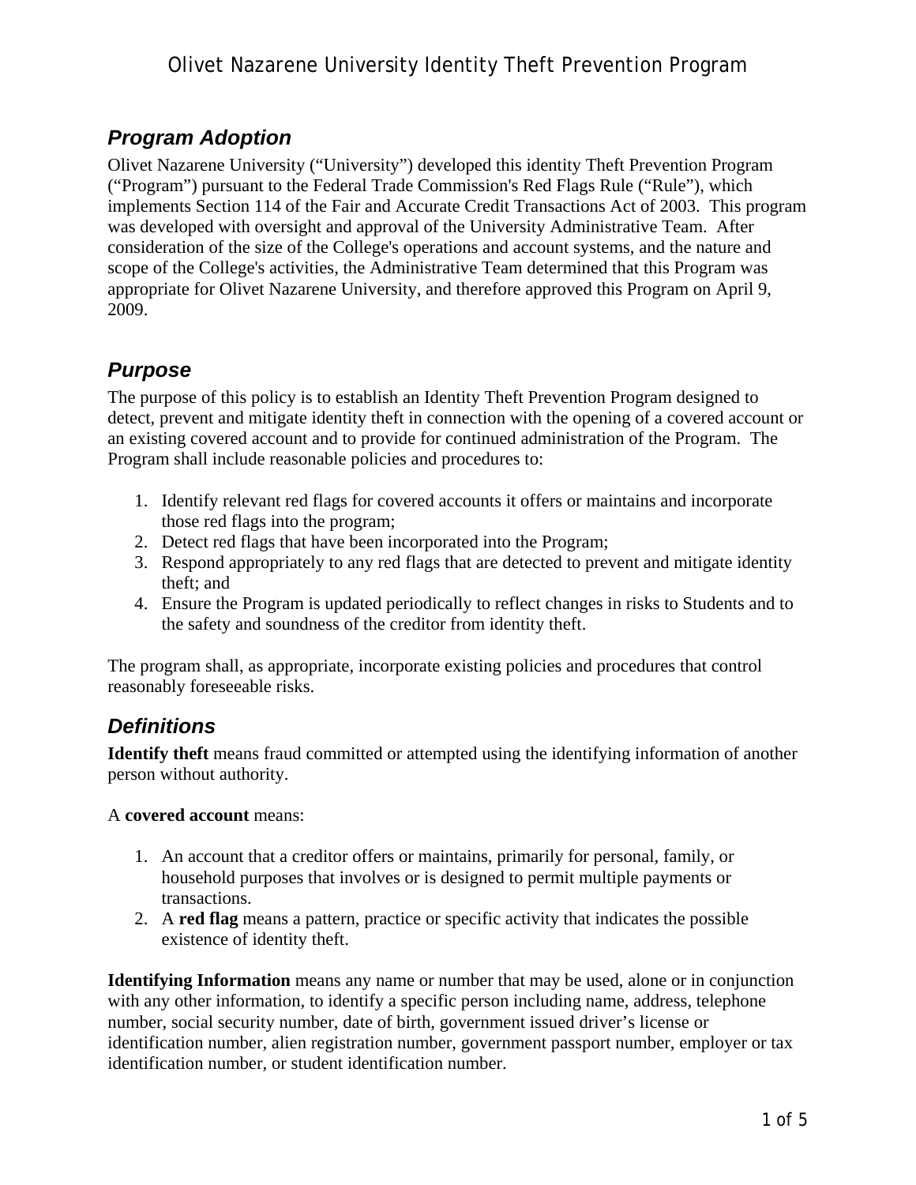# Olivet Nazarene University Identity Theft Prevention Program

## *Program Adoption*

Olivet Nazarene University ("University") developed this identity Theft Prevention Program ("Program") pursuant to the Federal Trade Commission's Red Flags Rule ("Rule"), which implements Section 114 of the Fair and Accurate Credit Transactions Act of 2003. This program was developed with oversight and approval of the University Administrative Team. After consideration of the size of the College's operations and account systems, and the nature and scope of the College's activities, the Administrative Team determined that this Program was appropriate for Olivet Nazarene University, and therefore approved this Program on April 9, 2009.

## *Purpose*

The purpose of this policy is to establish an Identity Theft Prevention Program designed to detect, prevent and mitigate identity theft in connection with the opening of a covered account or an existing covered account and to provide for continued administration of the Program. The Program shall include reasonable policies and procedures to:

1. Identify relevant red flags for covered accounts it offers or maintains and incorporate those red flags into the program;
2. Detect red flags that have been incorporated into the Program;
3. Respond appropriately to any red flags that are detected to prevent and mitigate identity theft; and
4. Ensure the Program is updated periodically to reflect changes in risks to Students and to the safety and soundness of the creditor from identity theft.

The program shall, as appropriate, incorporate existing policies and procedures that control reasonably foreseeable risks.

## *Definitions*

**Identify theft** means fraud committed or attempted using the identifying information of another person without authority.

A **covered account** means:

1. An account that a creditor offers or maintains, primarily for personal, family, or household purposes that involves or is designed to permit multiple payments or transactions.
2. A **red flag** means a pattern, practice or specific activity that indicates the possible existence of identity theft.

**Identifying Information** means any name or number that may be used, alone or in conjunction with any other information, to identify a specific person including name, address, telephone number, social security number, date of birth, government issued driver's license or identification number, alien registration number, government passport number, employer or tax identification number, or student identification number.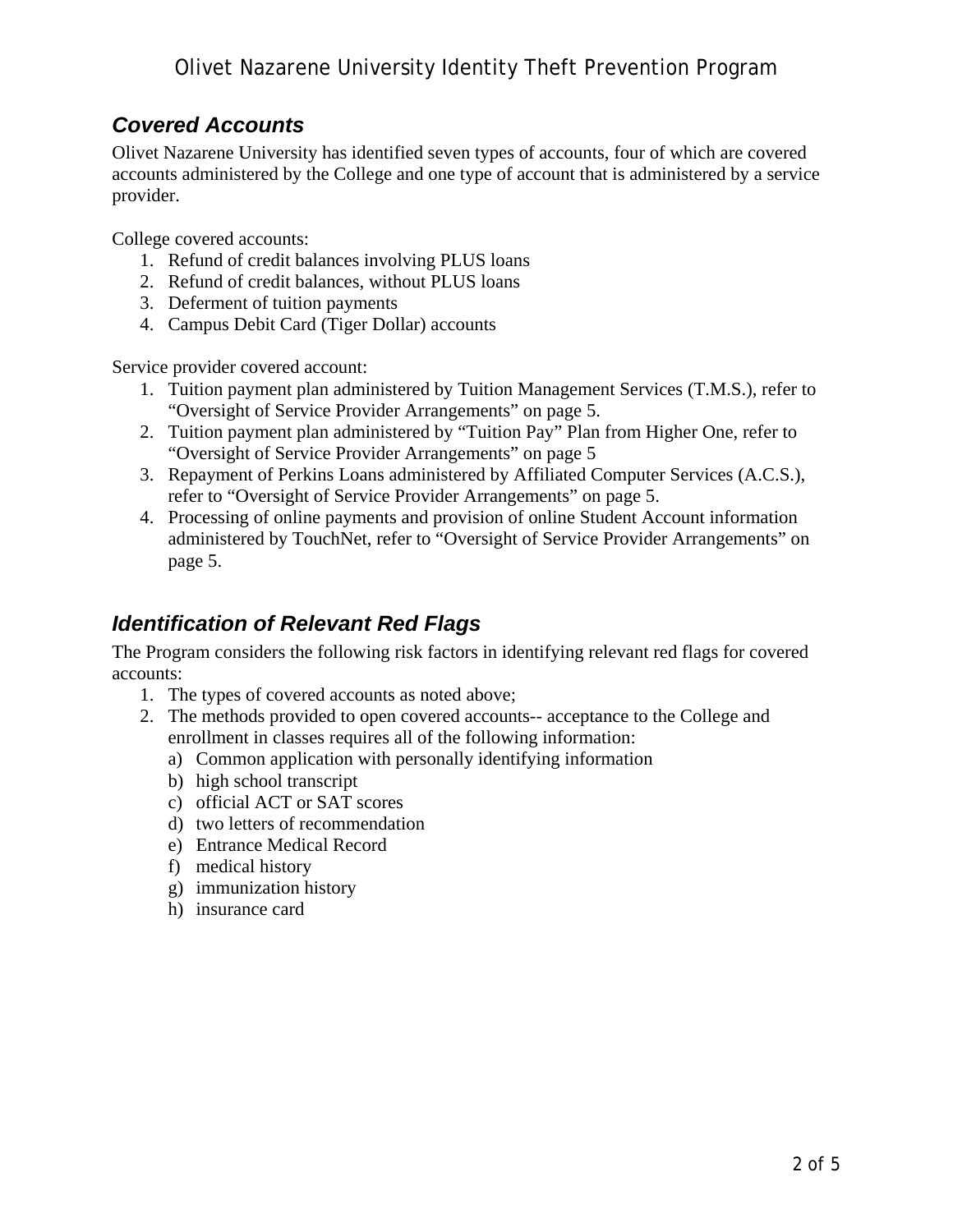## *Covered Accounts*

Olivet Nazarene University has identified seven types of accounts, four of which are covered accounts administered by the College and one type of account that is administered by a service provider.

College covered accounts:

1. Refund of credit balances involving PLUS loans
2. Refund of credit balances, without PLUS loans
3. Deferment of tuition payments
4. Campus Debit Card (Tiger Dollar) accounts

Service provider covered account:

1. Tuition payment plan administered by Tuition Management Services (T.M.S.), refer to "Oversight of Service Provider Arrangements" on page 5.
2. Tuition payment plan administered by "Tuition Pay" Plan from Higher One, refer to "Oversight of Service Provider Arrangements" on page 5
3. Repayment of Perkins Loans administered by Affiliated Computer Services (A.C.S.), refer to "Oversight of Service Provider Arrangements" on page 5.
4. Processing of online payments and provision of online Student Account information administered by TouchNet, refer to "Oversight of Service Provider Arrangements" on page 5.

## *Identification of Relevant Red Flags*

The Program considers the following risk factors in identifying relevant red flags for covered accounts:

1. The types of covered accounts as noted above;
2. The methods provided to open covered accounts-- acceptance to the College and enrollment in classes requires all of the following information:
   a) Common application with personally identifying information
   b) high school transcript
   c) official ACT or SAT scores
   d) two letters of recommendation
   e) Entrance Medical Record
   f) medical history
   g) immunization history
   h) insurance card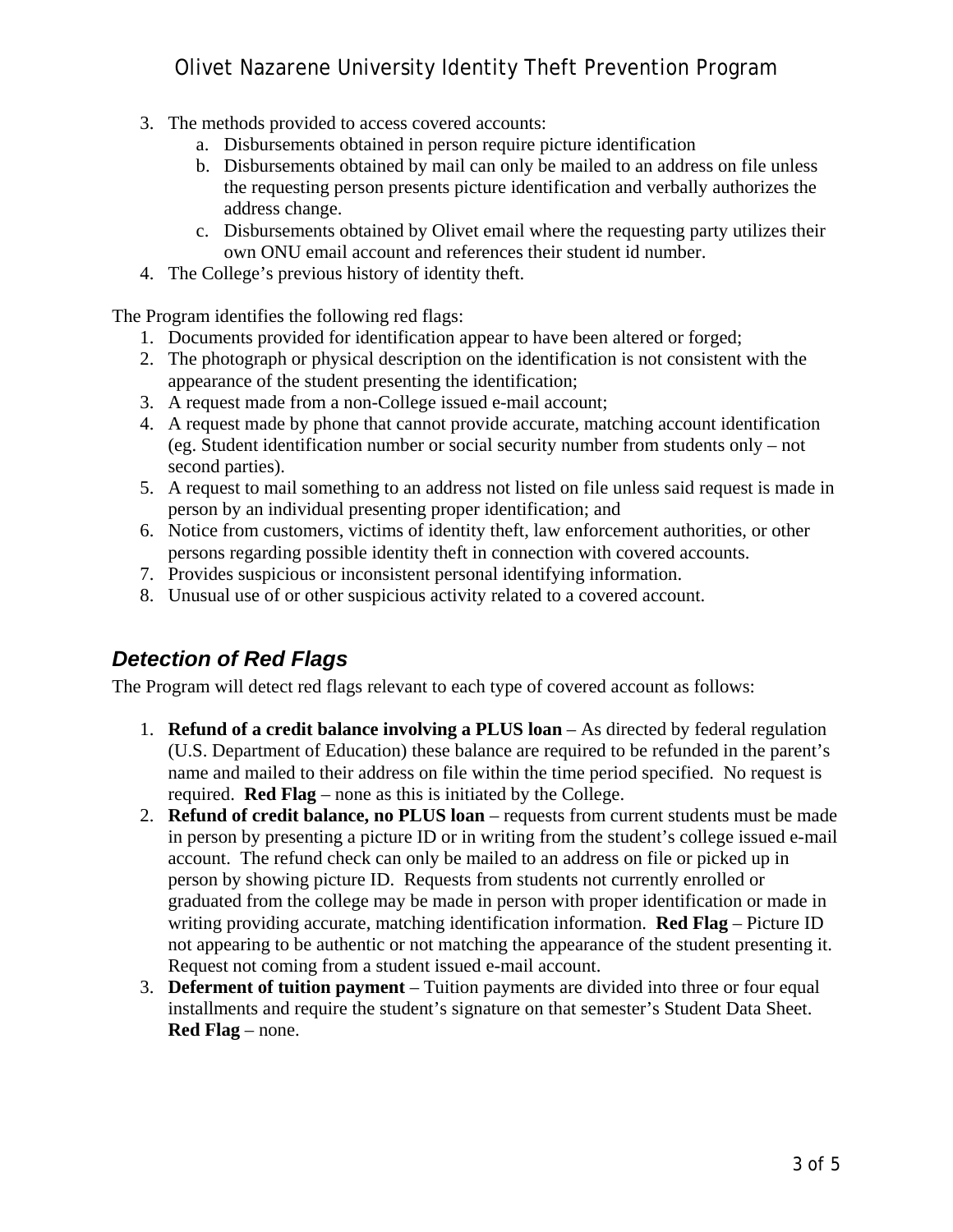3. The methods provided to access covered accounts:
   a. Disbursements obtained in person require picture identification
   b. Disbursements obtained by mail can only be mailed to an address on file unless the requesting person presents picture identification and verbally authorizes the address change.
   c. Disbursements obtained by Olivet email where the requesting party utilizes their own ONU email account and references their student id number.
4. The College's previous history of identity theft.

The Program identifies the following red flags:

1. Documents provided for identification appear to have been altered or forged;
2. The photograph or physical description on the identification is not consistent with the appearance of the student presenting the identification;
3. A request made from a non-College issued e-mail account;
4. A request made by phone that cannot provide accurate, matching account identification (eg. Student identification number or social security number from students only – not second parties).
5. A request to mail something to an address not listed on file unless said request is made in person by an individual presenting proper identification; and
6. Notice from customers, victims of identity theft, law enforcement authorities, or other persons regarding possible identity theft in connection with covered accounts.
7. Provides suspicious or inconsistent personal identifying information.
8. Unusual use of or other suspicious activity related to a covered account.

## *Detection of Red Flags*

The Program will detect red flags relevant to each type of covered account as follows:

1. **Refund of a credit balance involving a PLUS loan** – As directed by federal regulation (U.S. Department of Education) these balance are required to be refunded in the parent's name and mailed to their address on file within the time period specified. No request is required. **Red Flag** – none as this is initiated by the College.
2. **Refund of credit balance, no PLUS loan** – requests from current students must be made in person by presenting a picture ID or in writing from the student's college issued e-mail account. The refund check can only be mailed to an address on file or picked up in person by showing picture ID. Requests from students not currently enrolled or graduated from the college may be made in person with proper identification or made in writing providing accurate, matching identification information. **Red Flag** – Picture ID not appearing to be authentic or not matching the appearance of the student presenting it. Request not coming from a student issued e-mail account.
3. **Deferment of tuition payment** – Tuition payments are divided into three or four equal installments and require the student's signature on that semester's Student Data Sheet. **Red Flag** – none.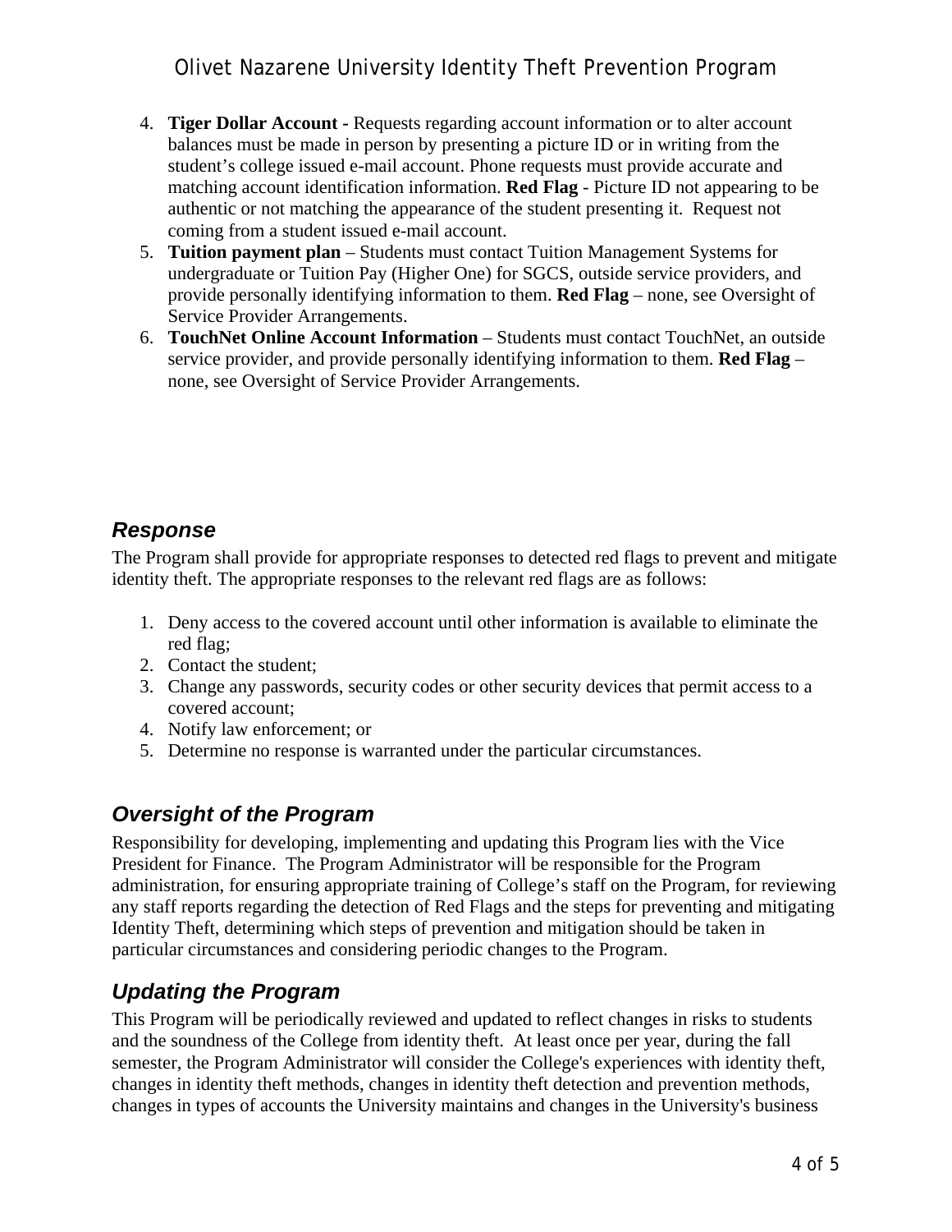4. **Tiger Dollar Account -** Requests regarding account information or to alter account balances must be made in person by presenting a picture ID or in writing from the student's college issued e-mail account. Phone requests must provide accurate and matching account identification information. **Red Flag** - Picture ID not appearing to be authentic or not matching the appearance of the student presenting it. Request not coming from a student issued e-mail account.
5. **Tuition payment plan** – Students must contact Tuition Management Systems for undergraduate or Tuition Pay (Higher One) for SGCS, outside service providers, and provide personally identifying information to them. **Red Flag** – none, see Oversight of Service Provider Arrangements.
6. **TouchNet Online Account Information** – Students must contact TouchNet, an outside service provider, and provide personally identifying information to them. **Red Flag** – none, see Oversight of Service Provider Arrangements.

## *Response*

The Program shall provide for appropriate responses to detected red flags to prevent and mitigate identity theft. The appropriate responses to the relevant red flags are as follows:

1. Deny access to the covered account until other information is available to eliminate the red flag;
2. Contact the student;
3. Change any passwords, security codes or other security devices that permit access to a covered account;
4. Notify law enforcement; or
5. Determine no response is warranted under the particular circumstances.

## *Oversight of the Program*

Responsibility for developing, implementing and updating this Program lies with the Vice President for Finance. The Program Administrator will be responsible for the Program administration, for ensuring appropriate training of College's staff on the Program, for reviewing any staff reports regarding the detection of Red Flags and the steps for preventing and mitigating Identity Theft, determining which steps of prevention and mitigation should be taken in particular circumstances and considering periodic changes to the Program.

## *Updating the Program*

This Program will be periodically reviewed and updated to reflect changes in risks to students and the soundness of the College from identity theft. At least once per year, during the fall semester, the Program Administrator will consider the College's experiences with identity theft, changes in identity theft methods, changes in identity theft detection and prevention methods, changes in types of accounts the University maintains and changes in the University's business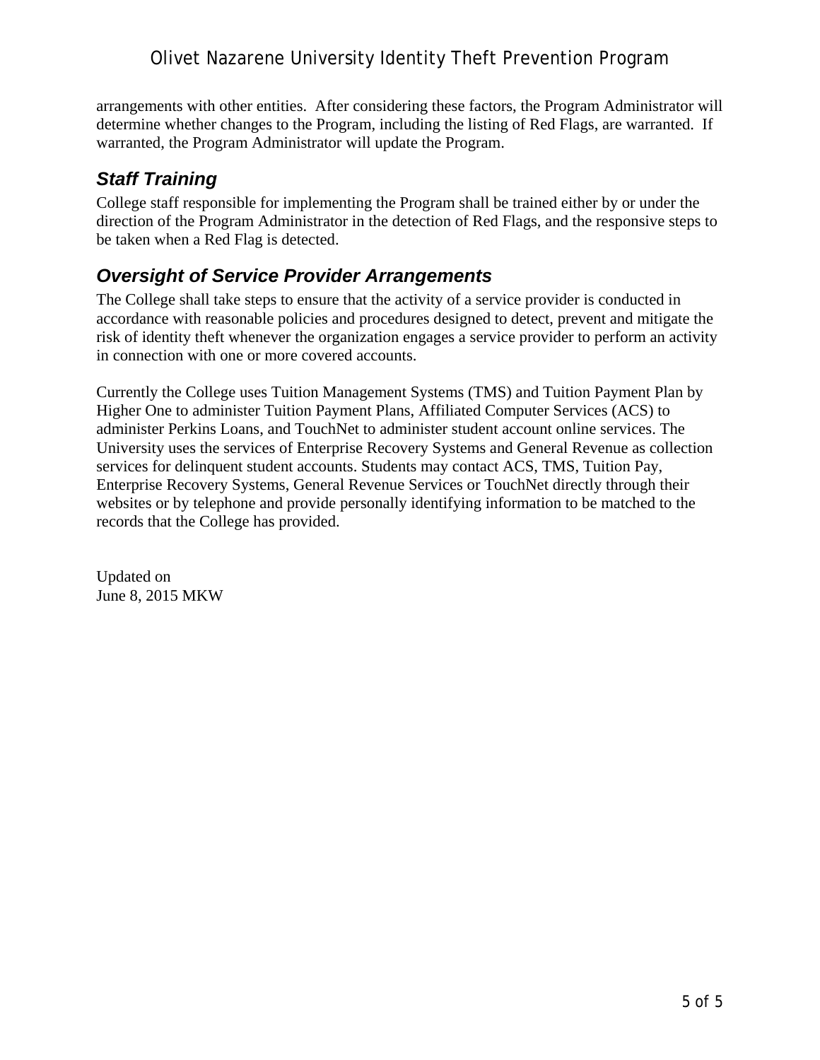arrangements with other entities. After considering these factors, the Program Administrator will determine whether changes to the Program, including the listing of Red Flags, are warranted. If warranted, the Program Administrator will update the Program.

## *Staff Training*

College staff responsible for implementing the Program shall be trained either by or under the direction of the Program Administrator in the detection of Red Flags, and the responsive steps to be taken when a Red Flag is detected.

## *Oversight of Service Provider Arrangements*

The College shall take steps to ensure that the activity of a service provider is conducted in accordance with reasonable policies and procedures designed to detect, prevent and mitigate the risk of identity theft whenever the organization engages a service provider to perform an activity in connection with one or more covered accounts.

Currently the College uses Tuition Management Systems (TMS) and Tuition Payment Plan by Higher One to administer Tuition Payment Plans, Affiliated Computer Services (ACS) to administer Perkins Loans, and TouchNet to administer student account online services. The University uses the services of Enterprise Recovery Systems and General Revenue as collection services for delinquent student accounts. Students may contact ACS, TMS, Tuition Pay, Enterprise Recovery Systems, General Revenue Services or TouchNet directly through their websites or by telephone and provide personally identifying information to be matched to the records that the College has provided.

Updated on
June 8, 2015 MKW